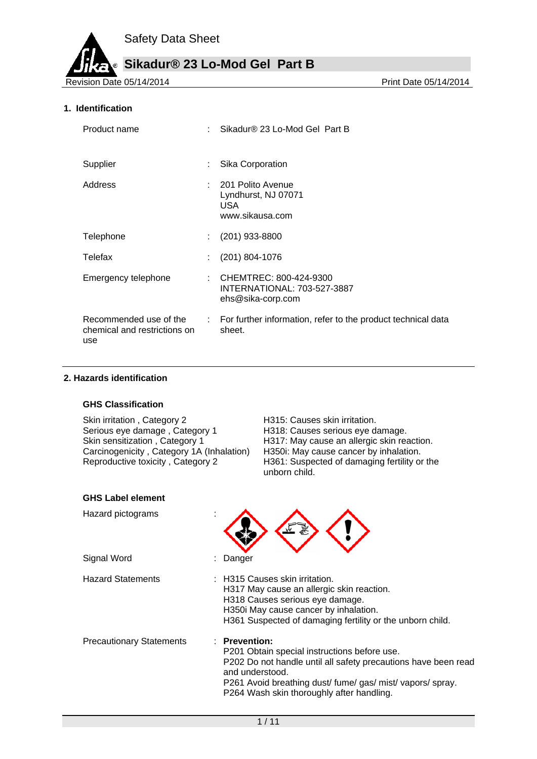# Safety Data Sheet

## Sikadur® 23 Lo-Mod Gel Part B

Revision Date 05/14/2014 | Print Date 05/14/2014

### 1. Identification

| | | |
|---|---|---|
| Product name | : | Sikadur® 23 Lo-Mod Gel Part B |
| Supplier | : | Sika Corporation |
| Address | : | 201 Polito Avenue<br>Lyndhurst, NJ 07071<br>USA<br>www.sikausa.com |
| Telephone | : | (201) 933-8800 |
| Telefax | : | (201) 804-1076 |
| Emergency telephone | : | CHEMTREC: 800-424-9300<br>INTERNATIONAL: 703-527-3887<br>ehs@sika-corp.com |
| Recommended use of the chemical and restrictions on use | : | For further information, refer to the product technical data sheet. |

### 2. Hazards identification

#### GHS Classification

| | |
|---|---|
| Skin irritation , Category 2 | H315: Causes skin irritation. |
| Serious eye damage , Category 1 | H318: Causes serious eye damage. |
| Skin sensitization , Category 1 | H317: May cause an allergic skin reaction. |
| Carcinogenicity , Category 1A (Inhalation) | H350i: May cause cancer by inhalation. |
| Reproductive toxicity , Category 2 | H361: Suspected of damaging fertility or the unborn child. |

#### GHS Label element

Hazard pictograms :

Signal Word : Danger

Hazard Statements :
H315 Causes skin irritation.
H317 May cause an allergic skin reaction.
H318 Causes serious eye damage.
H350i May cause cancer by inhalation.
H361 Suspected of damaging fertility or the unborn child.

Precautionary Statements :
**Prevention:**
P201 Obtain special instructions before use.
P202 Do not handle until all safety precautions have been read and understood.
P261 Avoid breathing dust/ fume/ gas/ mist/ vapors/ spray.
P264 Wash skin thoroughly after handling.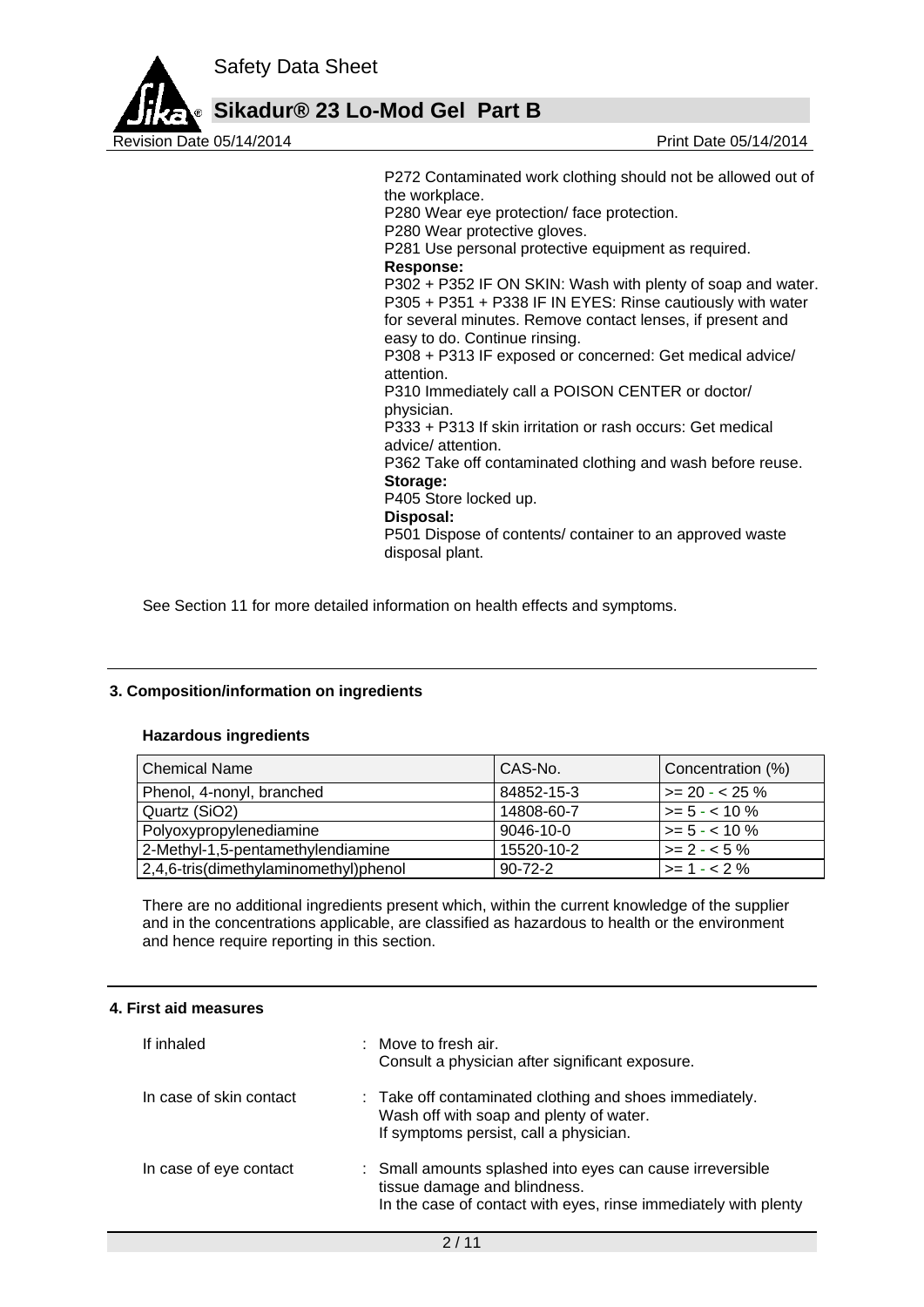P272 Contaminated work clothing should not be allowed out of the workplace.
P280 Wear eye protection/ face protection.
P280 Wear protective gloves.
P281 Use personal protective equipment as required.
**Response:**
P302 + P352 IF ON SKIN: Wash with plenty of soap and water.
P305 + P351 + P338 IF IN EYES: Rinse cautiously with water for several minutes. Remove contact lenses, if present and easy to do. Continue rinsing.
P308 + P313 IF exposed or concerned: Get medical advice/ attention.
P310 Immediately call a POISON CENTER or doctor/ physician.
P333 + P313 If skin irritation or rash occurs: Get medical advice/ attention.
P362 Take off contaminated clothing and wash before reuse.
**Storage:**
P405 Store locked up.
**Disposal:**
P501 Dispose of contents/ container to an approved waste disposal plant.

See Section 11 for more detailed information on health effects and symptoms.

## 3. Composition/information on ingredients

### Hazardous ingredients

| Chemical Name | CAS-No. | Concentration (%) |
|---|---|---|
| Phenol, 4-nonyl, branched | 84852-15-3 | >= 20 - < 25 % |
| Quartz (SiO2) | 14808-60-7 | >= 5 - < 10 % |
| Polyoxypropylenediamine | 9046-10-0 | >= 5 - < 10 % |
| 2-Methyl-1,5-pentamethylendiamine | 15520-10-2 | >= 2 - < 5 % |
| 2,4,6-tris(dimethylaminomethyl)phenol | 90-72-2 | >= 1 - < 2 % |

There are no additional ingredients present which, within the current knowledge of the supplier and in the concentrations applicable, are classified as hazardous to health or the environment and hence require reporting in this section.

## 4. First aid measures

If inhaled : Move to fresh air.
Consult a physician after significant exposure.

In case of skin contact : Take off contaminated clothing and shoes immediately.
Wash off with soap and plenty of water.
If symptoms persist, call a physician.

In case of eye contact : Small amounts splashed into eyes can cause irreversible tissue damage and blindness.
In the case of contact with eyes, rinse immediately with plenty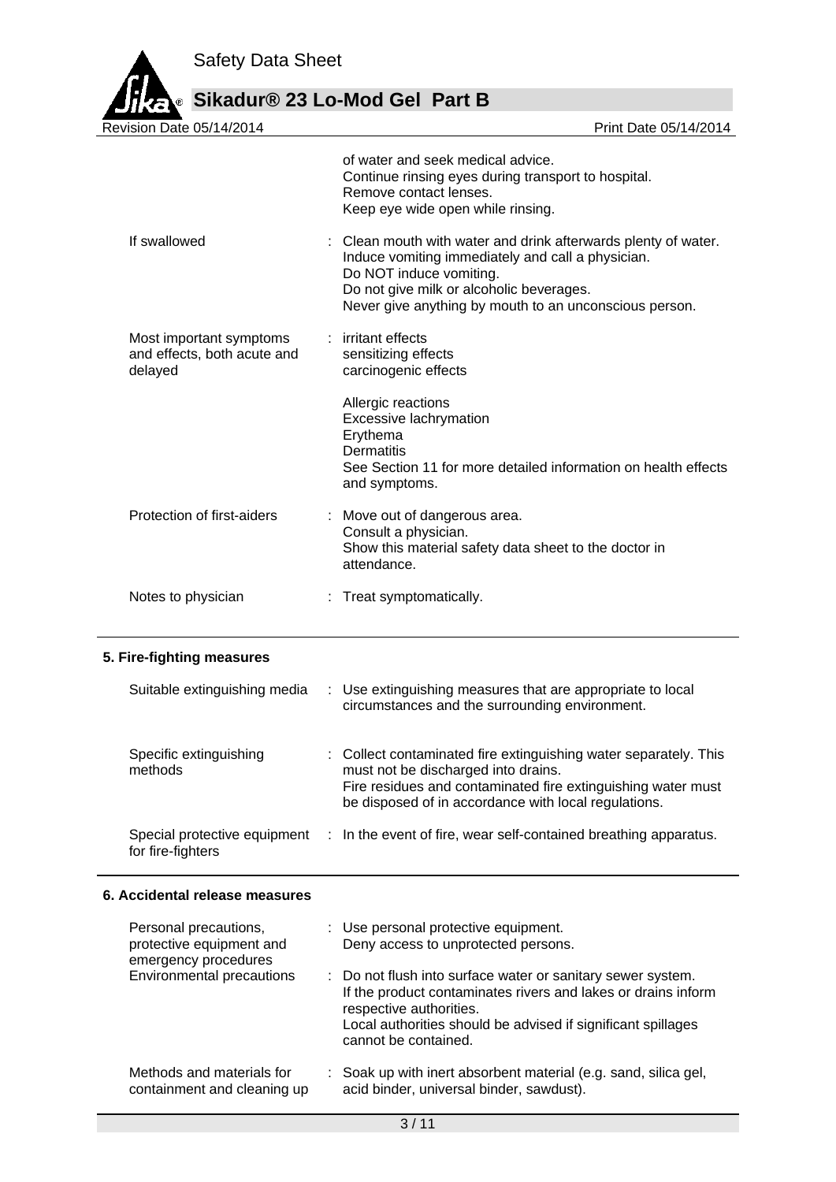| | |
|---|---|
| | of water and seek medical advice.<br>Continue rinsing eyes during transport to hospital.<br>Remove contact lenses.<br>Keep eye wide open while rinsing. |
| If swallowed | : Clean mouth with water and drink afterwards plenty of water.<br>Induce vomiting immediately and call a physician.<br>Do NOT induce vomiting.<br>Do not give milk or alcoholic beverages.<br>Never give anything by mouth to an unconscious person. |
| Most important symptoms and effects, both acute and delayed | : irritant effects<br>sensitizing effects<br>carcinogenic effects<br><br>Allergic reactions<br>Excessive lachrymation<br>Erythema<br>Dermatitis<br>See Section 11 for more detailed information on health effects and symptoms. |
| Protection of first-aiders | : Move out of dangerous area.<br>Consult a physician.<br>Show this material safety data sheet to the doctor in attendance. |
| Notes to physician | : Treat symptomatically. |

## 5. Fire-fighting measures

| | |
|---|---|
| Suitable extinguishing media | : Use extinguishing measures that are appropriate to local circumstances and the surrounding environment. |
| Specific extinguishing methods | : Collect contaminated fire extinguishing water separately. This must not be discharged into drains.<br>Fire residues and contaminated fire extinguishing water must be disposed of in accordance with local regulations. |
| Special protective equipment for fire-fighters | : In the event of fire, wear self-contained breathing apparatus. |

## 6. Accidental release measures

| | |
|---|---|
| Personal precautions, protective equipment and emergency procedures | : Use personal protective equipment.<br>Deny access to unprotected persons. |
| Environmental precautions | : Do not flush into surface water or sanitary sewer system.<br>If the product contaminates rivers and lakes or drains inform respective authorities.<br>Local authorities should be advised if significant spillages cannot be contained. |
| Methods and materials for containment and cleaning up | : Soak up with inert absorbent material (e.g. sand, silica gel, acid binder, universal binder, sawdust). |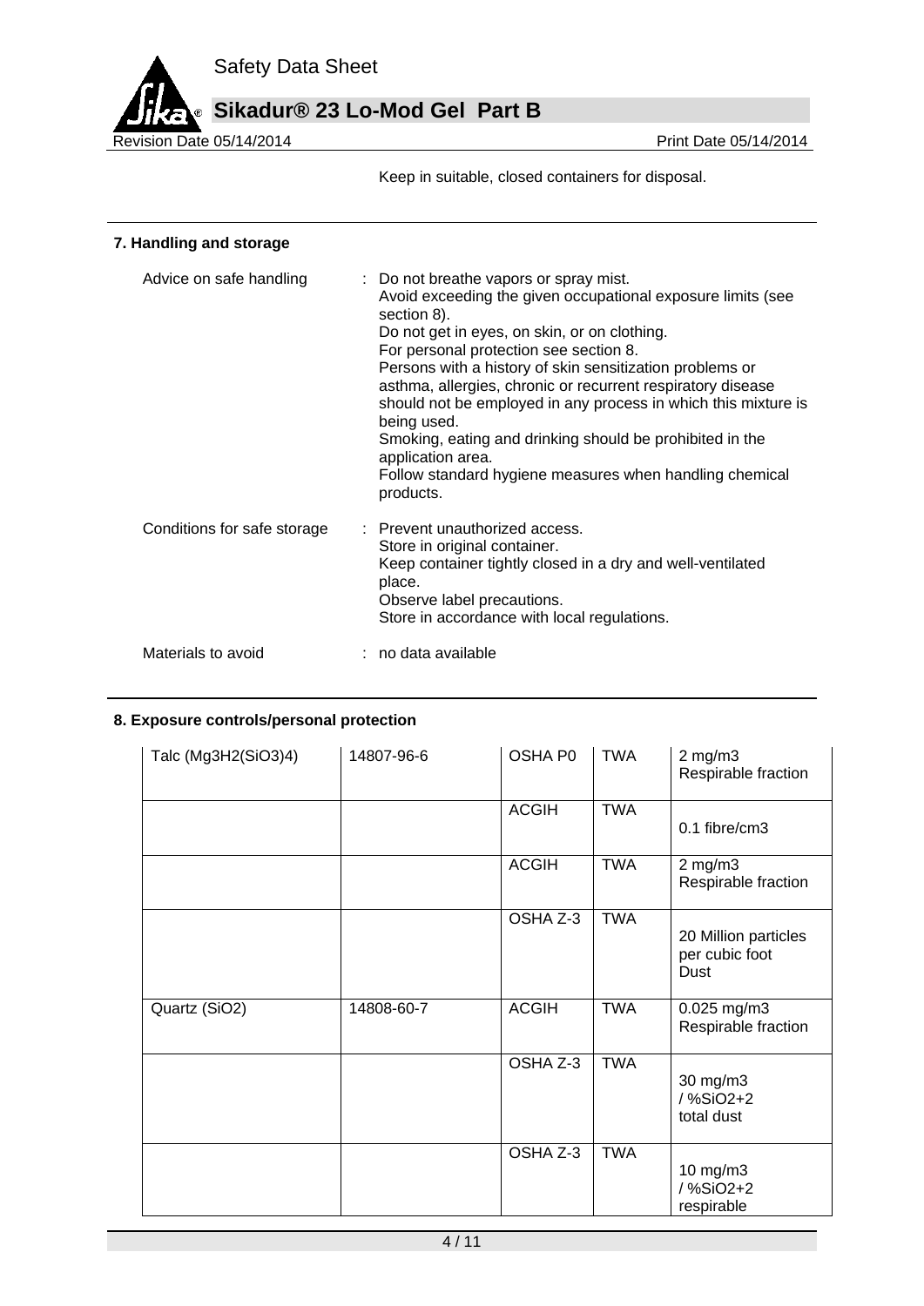Keep in suitable, closed containers for disposal.

## 7. Handling and storage

Advice on safe handling : Do not breathe vapors or spray mist.
Avoid exceeding the given occupational exposure limits (see section 8).
Do not get in eyes, on skin, or on clothing.
For personal protection see section 8.
Persons with a history of skin sensitization problems or asthma, allergies, chronic or recurrent respiratory disease should not be employed in any process in which this mixture is being used.
Smoking, eating and drinking should be prohibited in the application area.
Follow standard hygiene measures when handling chemical products.

Conditions for safe storage : Prevent unauthorized access.
Store in original container.
Keep container tightly closed in a dry and well-ventilated place.
Observe label precautions.
Store in accordance with local regulations.

Materials to avoid : no data available

## 8. Exposure controls/personal protection

| | | | | |
|---|---|---|---|---|
| Talc (Mg3H2(SiO3)4) | 14807-96-6 | OSHA P0 | TWA | 2 mg/m3 Respirable fraction |
| | | ACGIH | TWA | 0.1 fibre/cm3 |
| | | ACGIH | TWA | 2 mg/m3 Respirable fraction |
| | | OSHA Z-3 | TWA | 20 Million particles per cubic foot Dust |
| Quartz (SiO2) | 14808-60-7 | ACGIH | TWA | 0.025 mg/m3 Respirable fraction |
| | | OSHA Z-3 | TWA | 30 mg/m3 / %SiO2+2 total dust |
| | | OSHA Z-3 | TWA | 10 mg/m3 / %SiO2+2 respirable |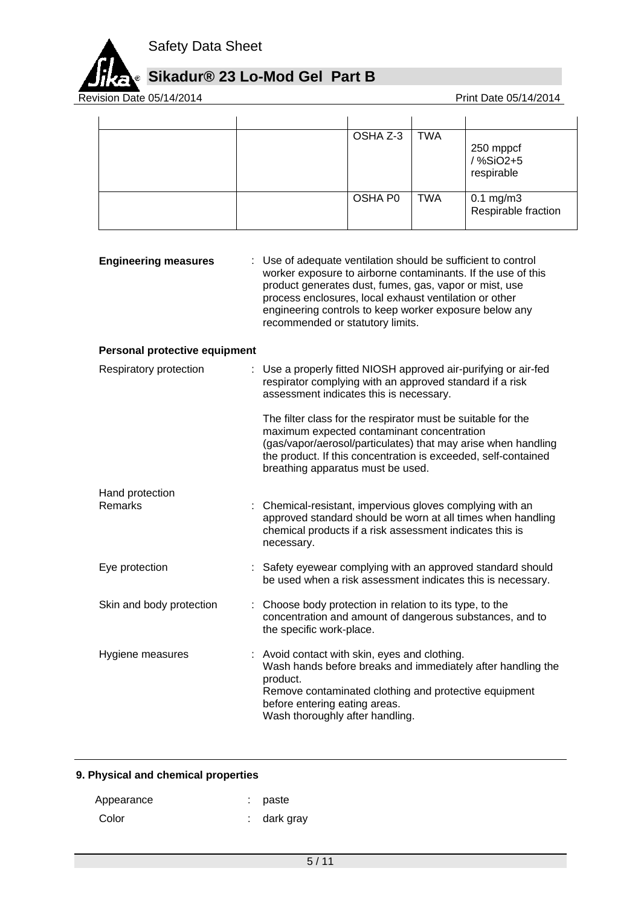| | | | | |
|---|---|---|---|---|
| | | OSHA Z-3 | TWA | 250 mppcf / %SiO2+5 respirable |
| | | OSHA P0 | TWA | 0.1 mg/m3 Respirable fraction |

**Engineering measures** : Use of adequate ventilation should be sufficient to control worker exposure to airborne contaminants. If the use of this product generates dust, fumes, gas, vapor or mist, use process enclosures, local exhaust ventilation or other engineering controls to keep worker exposure below any recommended or statutory limits.

**Personal protective equipment**

Respiratory protection : Use a properly fitted NIOSH approved air-purifying or air-fed respirator complying with an approved standard if a risk assessment indicates this is necessary.

The filter class for the respirator must be suitable for the maximum expected contaminant concentration (gas/vapor/aerosol/particulates) that may arise when handling the product. If this concentration is exceeded, self-contained breathing apparatus must be used.

Hand protection

Remarks : Chemical-resistant, impervious gloves complying with an approved standard should be worn at all times when handling chemical products if a risk assessment indicates this is necessary.

Eye protection : Safety eyewear complying with an approved standard should be used when a risk assessment indicates this is necessary.

Skin and body protection : Choose body protection in relation to its type, to the concentration and amount of dangerous substances, and to the specific work-place.

Hygiene measures : Avoid contact with skin, eyes and clothing.
Wash hands before breaks and immediately after handling the product.
Remove contaminated clothing and protective equipment before entering eating areas.
Wash thoroughly after handling.

## 9. Physical and chemical properties

Appearance : paste

Color : dark gray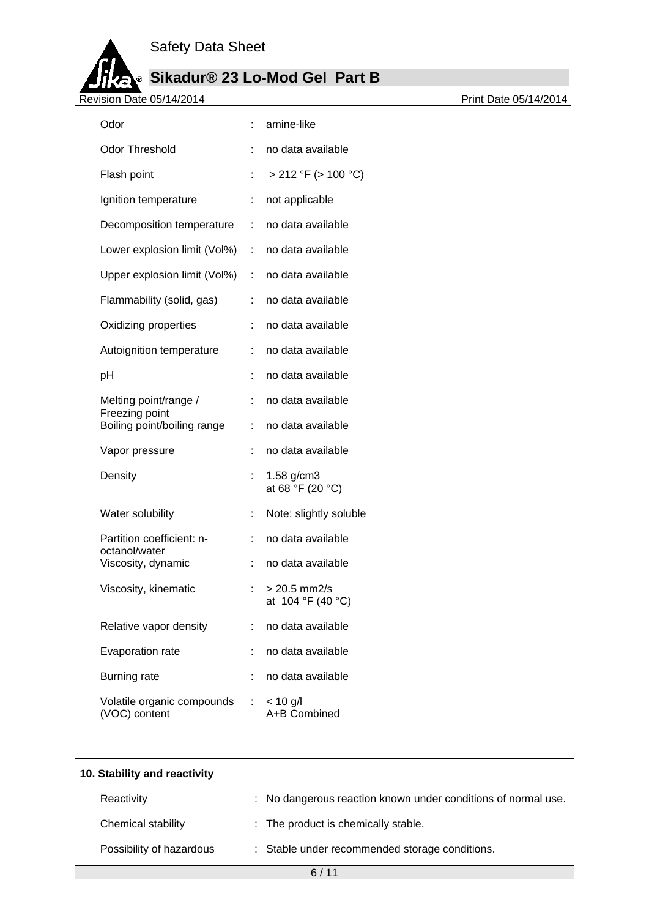| | | |
|---|---|---|
| Odor | : | amine-like |
| Odor Threshold | : | no data available |
| Flash point | : | > 212 °F (> 100 °C) |
| Ignition temperature | : | not applicable |
| Decomposition temperature | : | no data available |
| Lower explosion limit (Vol%) | : | no data available |
| Upper explosion limit (Vol%) | : | no data available |
| Flammability (solid, gas) | : | no data available |
| Oxidizing properties | : | no data available |
| Autoignition temperature | : | no data available |
| pH | : | no data available |
| Melting point/range / Freezing point | : | no data available |
| Boiling point/boiling range | : | no data available |
| Vapor pressure | : | no data available |
| Density | : | 1.58 g/cm3 at 68 °F (20 °C) |
| Water solubility | : | Note: slightly soluble |
| Partition coefficient: n-octanol/water | : | no data available |
| Viscosity, dynamic | : | no data available |
| Viscosity, kinematic | : | > 20.5 mm2/s at 104 °F (40 °C) |
| Relative vapor density | : | no data available |
| Evaporation rate | : | no data available |
| Burning rate | : | no data available |
| Volatile organic compounds (VOC) content | : | < 10 g/l A+B Combined |

## 10. Stability and reactivity

| | | |
|---|---|---|
| Reactivity | : | No dangerous reaction known under conditions of normal use. |
| Chemical stability | : | The product is chemically stable. |
| Possibility of hazardous | : | Stable under recommended storage conditions. |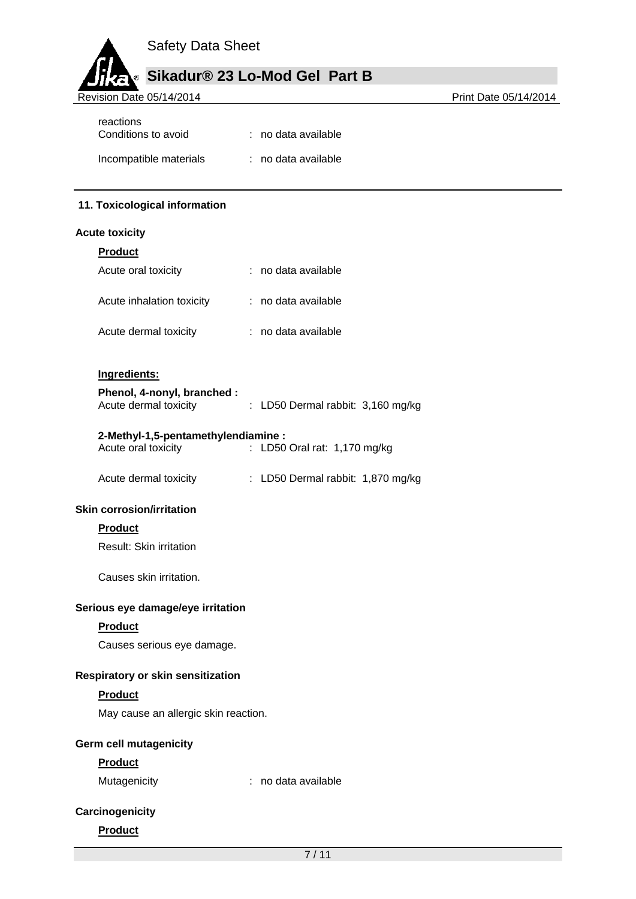reactions

Conditions to avoid : no data available

Incompatible materials : no data available

## 11. Toxicological information

### Acute toxicity

**Product**

Acute oral toxicity : no data available

Acute inhalation toxicity : no data available

Acute dermal toxicity : no data available

**Ingredients:**

**Phenol, 4-nonyl, branched :**

Acute dermal toxicity : LD50 Dermal rabbit: 3,160 mg/kg

**2-Methyl-1,5-pentamethylendiamine :**

Acute oral toxicity : LD50 Oral rat: 1,170 mg/kg

Acute dermal toxicity : LD50 Dermal rabbit: 1,870 mg/kg

### Skin corrosion/irritation

**Product**

Result: Skin irritation

Causes skin irritation.

### Serious eye damage/eye irritation

**Product**

Causes serious eye damage.

### Respiratory or skin sensitization

**Product**

May cause an allergic skin reaction.

### Germ cell mutagenicity

**Product**

Mutagenicity : no data available

### Carcinogenicity

**Product**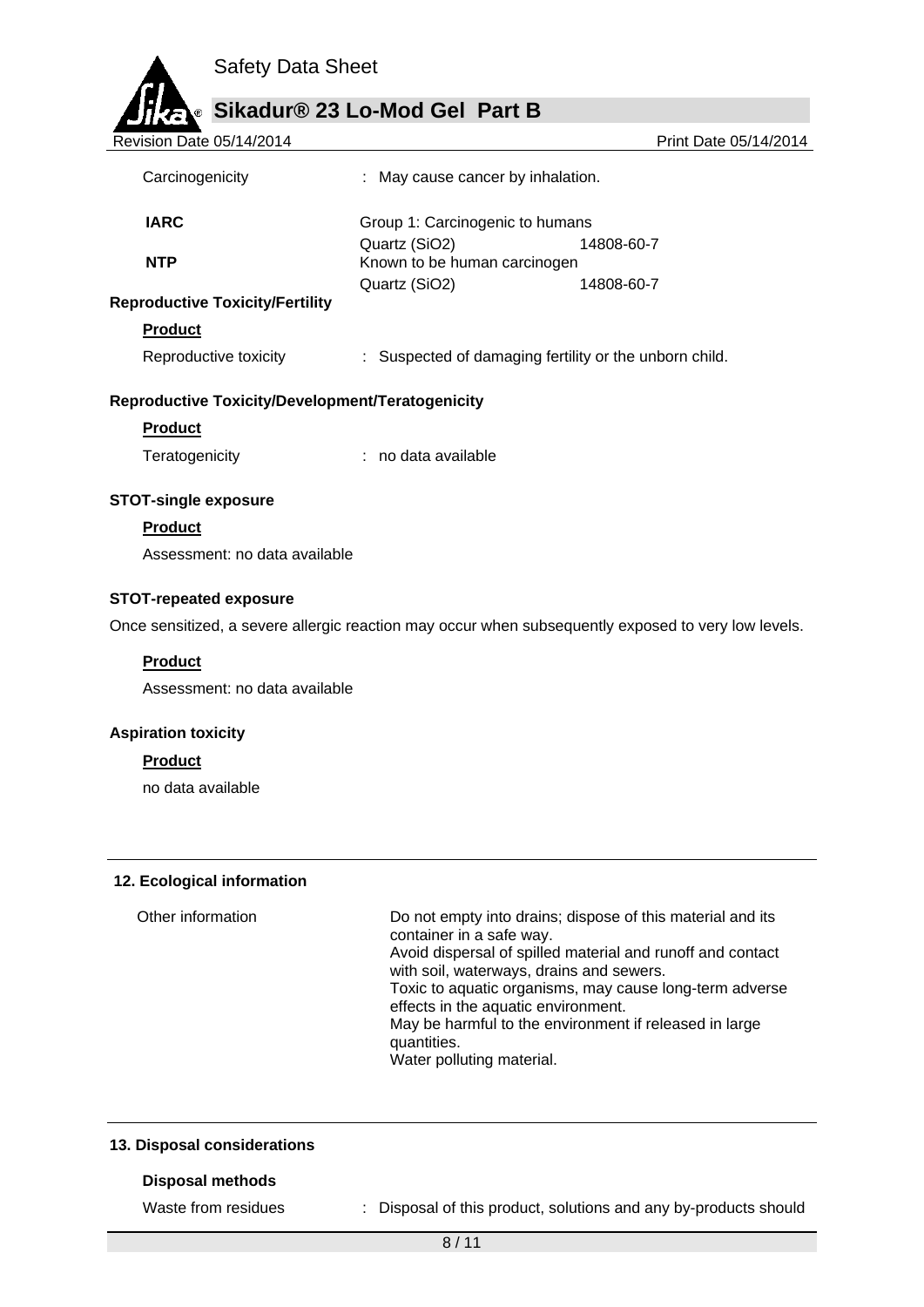Carcinogenicity : May cause cancer by inhalation.

| | | |
|---|---|---|
| **IARC** | Group 1: Carcinogenic to humans | |
| | Quartz ($SiO_2$) | 14808-60-7 |
| **NTP** | Known to be human carcinogen | |
| | Quartz ($SiO_2$) | 14808-60-7 |

**Reproductive Toxicity/Fertility**

**Product**

Reproductive toxicity : Suspected of damaging fertility or the unborn child.

**Reproductive Toxicity/Development/Teratogenicity**

**Product**

Teratogenicity : no data available

**STOT-single exposure**

**Product**

Assessment: no data available

**STOT-repeated exposure**

Once sensitized, a severe allergic reaction may occur when subsequently exposed to very low levels.

**Product**

Assessment: no data available

**Aspiration toxicity**

**Product**

no data available

## 12. Ecological information

Other information

Do not empty into drains; dispose of this material and its container in a safe way.
Avoid dispersal of spilled material and runoff and contact with soil, waterways, drains and sewers.
Toxic to aquatic organisms, may cause long-term adverse effects in the aquatic environment.
May be harmful to the environment if released in large quantities.
Water polluting material.

## 13. Disposal considerations

**Disposal methods**

Waste from residues : Disposal of this product, solutions and any by-products should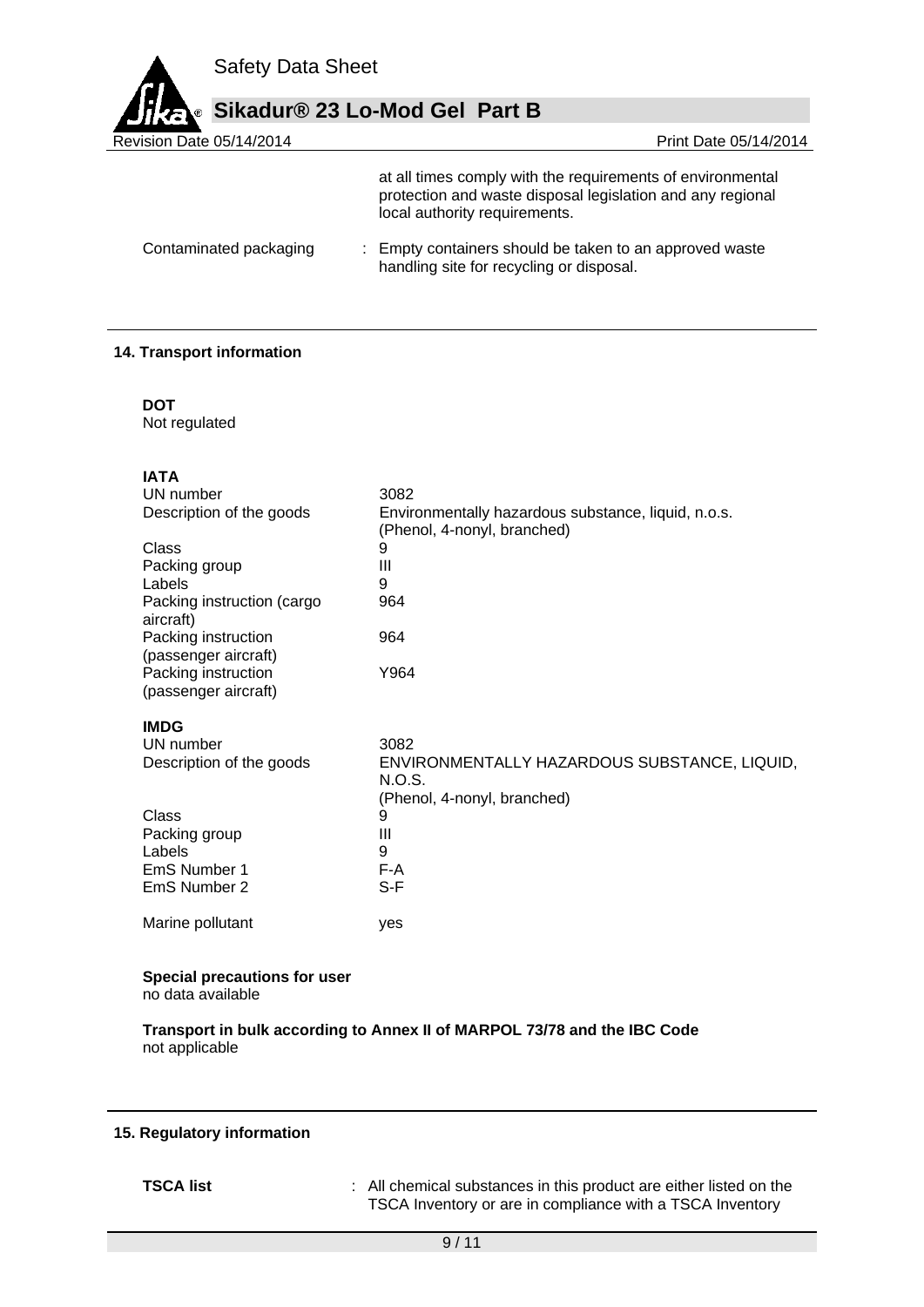at all times comply with the requirements of environmental protection and waste disposal legislation and any regional local authority requirements.

| | |
|---|---|
| Contaminated packaging | : Empty containers should be taken to an approved waste handling site for recycling or disposal. |

## 14. Transport information

**DOT**
Not regulated

**IATA**

| | |
|---|---|
| UN number | 3082 |
| Description of the goods | Environmentally hazardous substance, liquid, n.o.s. (Phenol, 4-nonyl, branched) |
| Class | 9 |
| Packing group | III |
| Labels | 9 |
| Packing instruction (cargo aircraft) | 964 |
| Packing instruction (passenger aircraft) | 964 |
| Packing instruction (passenger aircraft) | Y964 |

**IMDG**

| | |
|---|---|
| UN number | 3082 |
| Description of the goods | ENVIRONMENTALLY HAZARDOUS SUBSTANCE, LIQUID, N.O.S. (Phenol, 4-nonyl, branched) |
| Class | 9 |
| Packing group | III |
| Labels | 9 |
| EmS Number 1 | F-A |
| EmS Number 2 | S-F |
| Marine pollutant | yes |

**Special precautions for user**
no data available

**Transport in bulk according to Annex II of MARPOL 73/78 and the IBC Code**
not applicable

## 15. Regulatory information

| | |
|---|---|
| **TSCA list** | : All chemical substances in this product are either listed on the TSCA Inventory or are in compliance with a TSCA Inventory |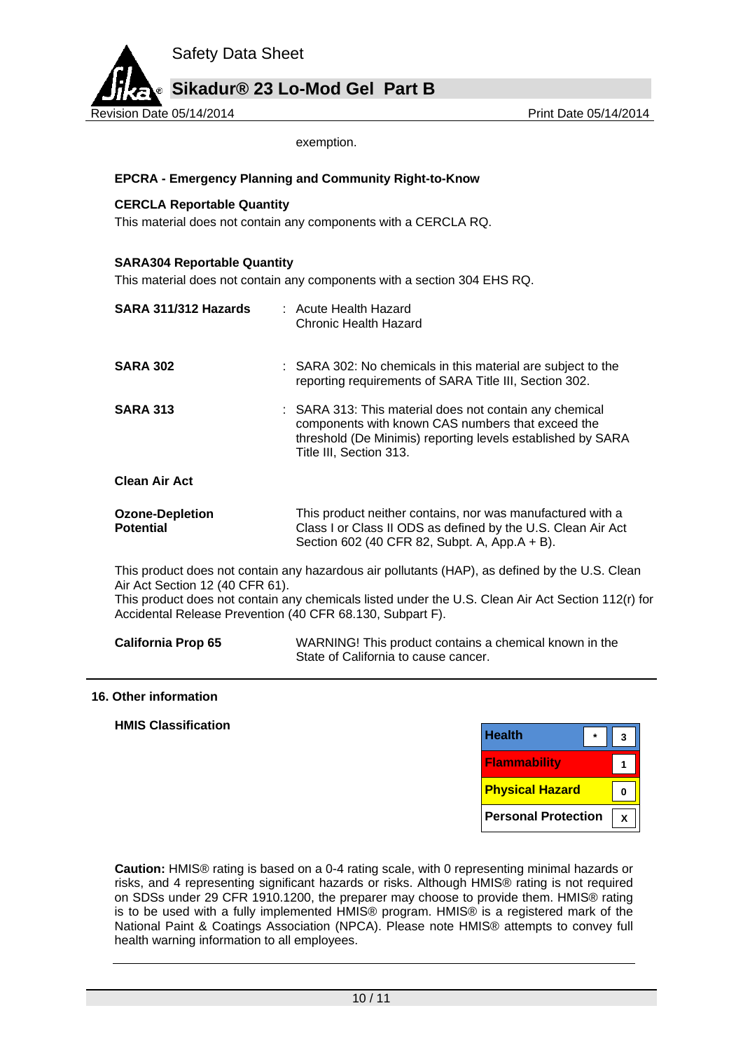exemption.

**EPCRA - Emergency Planning and Community Right-to-Know**

**CERCLA Reportable Quantity**

This material does not contain any components with a CERCLA RQ.

**SARA304 Reportable Quantity**

This material does not contain any components with a section 304 EHS RQ.

**SARA 311/312 Hazards** : Acute Health Hazard
Chronic Health Hazard

**SARA 302** : SARA 302: No chemicals in this material are subject to the reporting requirements of SARA Title III, Section 302.

**SARA 313** : SARA 313: This material does not contain any chemical components with known CAS numbers that exceed the threshold (De Minimis) reporting levels established by SARA Title III, Section 313.

**Clean Air Act**

**Ozone-Depletion Potential** This product neither contains, nor was manufactured with a Class I or Class II ODS as defined by the U.S. Clean Air Act Section 602 (40 CFR 82, Subpt. A, App.A + B).

This product does not contain any hazardous air pollutants (HAP), as defined by the U.S. Clean Air Act Section 12 (40 CFR 61).
This product does not contain any chemicals listed under the U.S. Clean Air Act Section 112(r) for Accidental Release Prevention (40 CFR 68.130, Subpart F).

**California Prop 65** WARNING! This product contains a chemical known in the State of California to cause cancer.

## 16. Other information

**HMIS Classification**

| HMIS | | |
|---|---|---|
| Health | * | 3 |
| Flammability | | 1 |
| Physical Hazard | | 0 |
| Personal Protection | | X |

**Caution:** HMIS® rating is based on a 0-4 rating scale, with 0 representing minimal hazards or risks, and 4 representing significant hazards or risks. Although HMIS® rating is not required on SDSs under 29 CFR 1910.1200, the preparer may choose to provide them. HMIS® rating is to be used with a fully implemented HMIS® program. HMIS® is a registered mark of the National Paint & Coatings Association (NPCA). Please note HMIS® attempts to convey full health warning information to all employees.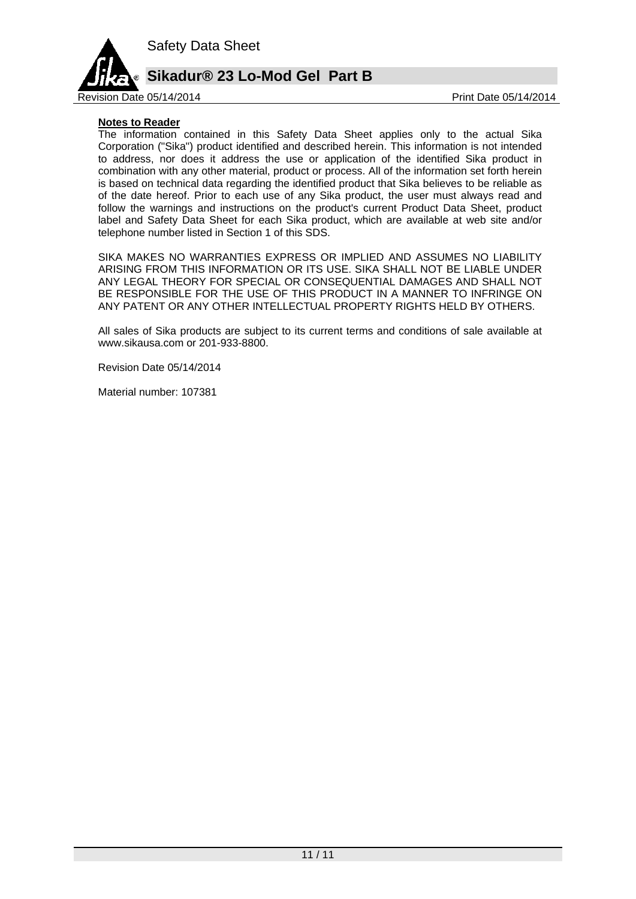**Notes to Reader**

The information contained in this Safety Data Sheet applies only to the actual Sika Corporation ("Sika") product identified and described herein. This information is not intended to address, nor does it address the use or application of the identified Sika product in combination with any other material, product or process. All of the information set forth herein is based on technical data regarding the identified product that Sika believes to be reliable as of the date hereof. Prior to each use of any Sika product, the user must always read and follow the warnings and instructions on the product's current Product Data Sheet, product label and Safety Data Sheet for each Sika product, which are available at web site and/or telephone number listed in Section 1 of this SDS.

SIKA MAKES NO WARRANTIES EXPRESS OR IMPLIED AND ASSUMES NO LIABILITY ARISING FROM THIS INFORMATION OR ITS USE. SIKA SHALL NOT BE LIABLE UNDER ANY LEGAL THEORY FOR SPECIAL OR CONSEQUENTIAL DAMAGES AND SHALL NOT BE RESPONSIBLE FOR THE USE OF THIS PRODUCT IN A MANNER TO INFRINGE ON ANY PATENT OR ANY OTHER INTELLECTUAL PROPERTY RIGHTS HELD BY OTHERS.

All sales of Sika products are subject to its current terms and conditions of sale available at www.sikausa.com or 201-933-8800.

Revision Date 05/14/2014

Material number: 107381